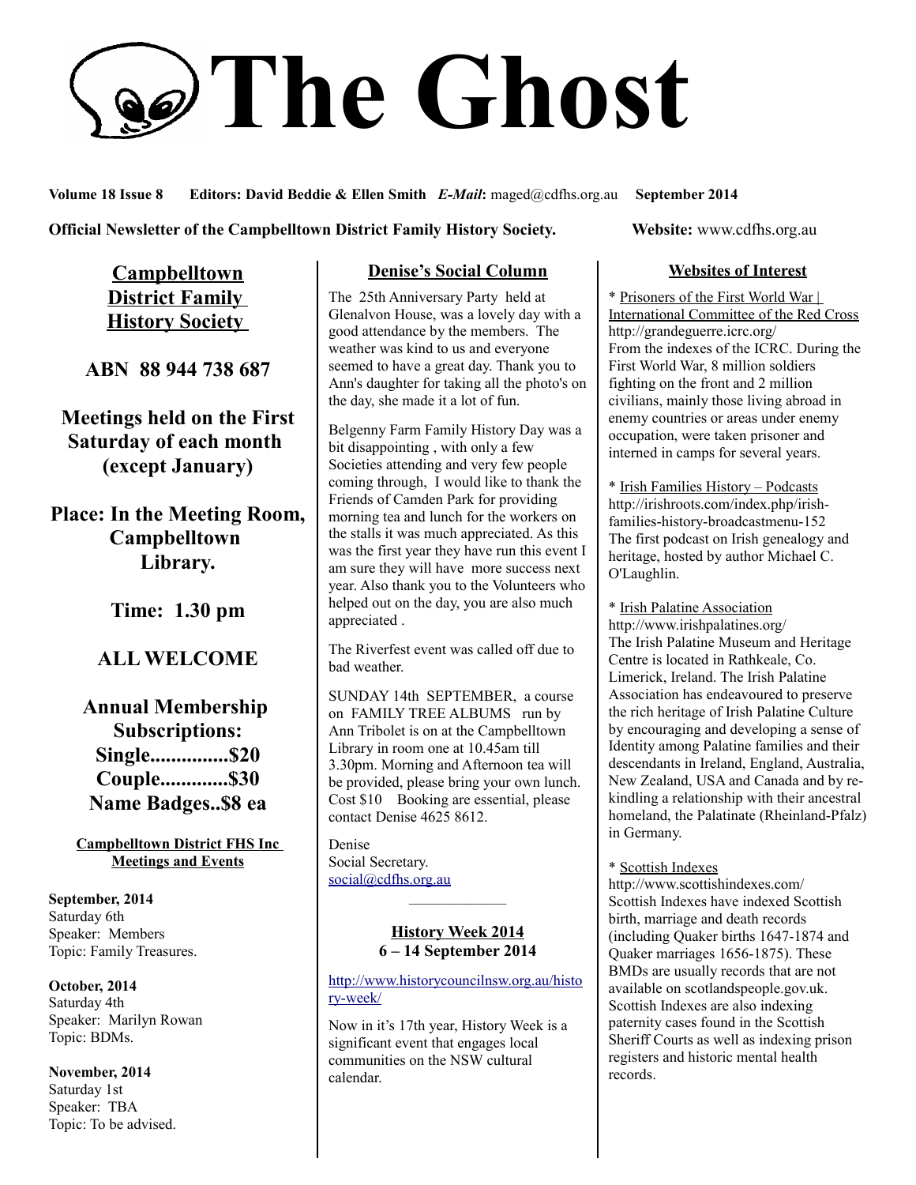# The Ghost

**Volume 18 Issue 8 Editors: David Beddie & Ellen Smith *E-Mail*: maged@cdfhs.org.au September 2014**

**Official Newsletter of the Campbelltown District Family History Society. Website:** www.cdfhs.org.au

## Campbelltown District Family History Society

**ABN 88 944 738 687**

**Meetings held on the First Saturday of each month (except January)**

**Place: In the Meeting Room, Campbelltown Library.**

**Time: 1.30 pm**

**ALL WELCOME**

**Annual Membership Subscriptions:**
**Single...............$20**
**Couple.............$30**
**Name Badges..$8 ea**

### Campbelltown District FHS Inc Meetings and Events

**September, 2014**
Saturday 6th
Speaker: Members
Topic: Family Treasures.

**October, 2014**
Saturday 4th
Speaker: Marilyn Rowan
Topic: BDMs.

**November, 2014**
Saturday 1st
Speaker: TBA
Topic: To be advised.

## Denise's Social Column

The 25th Anniversary Party held at Glenalvon House, was a lovely day with a good attendance by the members. The weather was kind to us and everyone seemed to have a great day. Thank you to Ann's daughter for taking all the photo's on the day, she made it a lot of fun.

Belgenny Farm Family History Day was a bit disappointing , with only a few Societies attending and very few people coming through, I would like to thank the Friends of Camden Park for providing morning tea and lunch for the workers on the stalls it was much appreciated. As this was the first year they have run this event I am sure they will have more success next year. Also thank you to the Volunteers who helped out on the day, you are also much appreciated .

The Riverfest event was called off due to bad weather.

SUNDAY 14th SEPTEMBER, a course on FAMILY TREE ALBUMS run by Ann Tribolet is on at the Campbelltown Library in room one at 10.45am till 3.30pm. Morning and Afternoon tea will be provided, please bring your own lunch. Cost $10 Booking are essential, please contact Denise 4625 8612.

Denise
Social Secretary.
social@cdfhs.org.au

---

## History Week 2014
### 6 – 14 September 2014

http://www.historycouncilnsw.org.au/history-week/

Now in it's 17th year, History Week is a significant event that engages local communities on the NSW cultural calendar.

## Websites of Interest

\* Prisoners of the First World War | International Committee of the Red Cross
http://grandeguerre.icrc.org/
From the indexes of the ICRC. During the First World War, 8 million soldiers fighting on the front and 2 million civilians, mainly those living abroad in enemy countries or areas under enemy occupation, were taken prisoner and interned in camps for several years.

\* Irish Families History – Podcasts
http://irishroots.com/index.php/irish-families-history-broadcastmenu-152
The first podcast on Irish genealogy and heritage, hosted by author Michael C. O'Laughlin.

\* Irish Palatine Association
http://www.irishpalatines.org/
The Irish Palatine Museum and Heritage Centre is located in Rathkeale, Co. Limerick, Ireland. The Irish Palatine Association has endeavoured to preserve the rich heritage of Irish Palatine Culture by encouraging and developing a sense of Identity among Palatine families and their descendants in Ireland, England, Australia, New Zealand, USA and Canada and by re-kindling a relationship with their ancestral homeland, the Palatinate (Rheinland-Pfalz) in Germany.

\* Scottish Indexes
http://www.scottishindexes.com/
Scottish Indexes have indexed Scottish birth, marriage and death records (including Quaker births 1647-1874 and Quaker marriages 1656-1875). These BMDs are usually records that are not available on scotlandspeople.gov.uk. Scottish Indexes are also indexing paternity cases found in the Scottish Sheriff Courts as well as indexing prison registers and historic mental health records.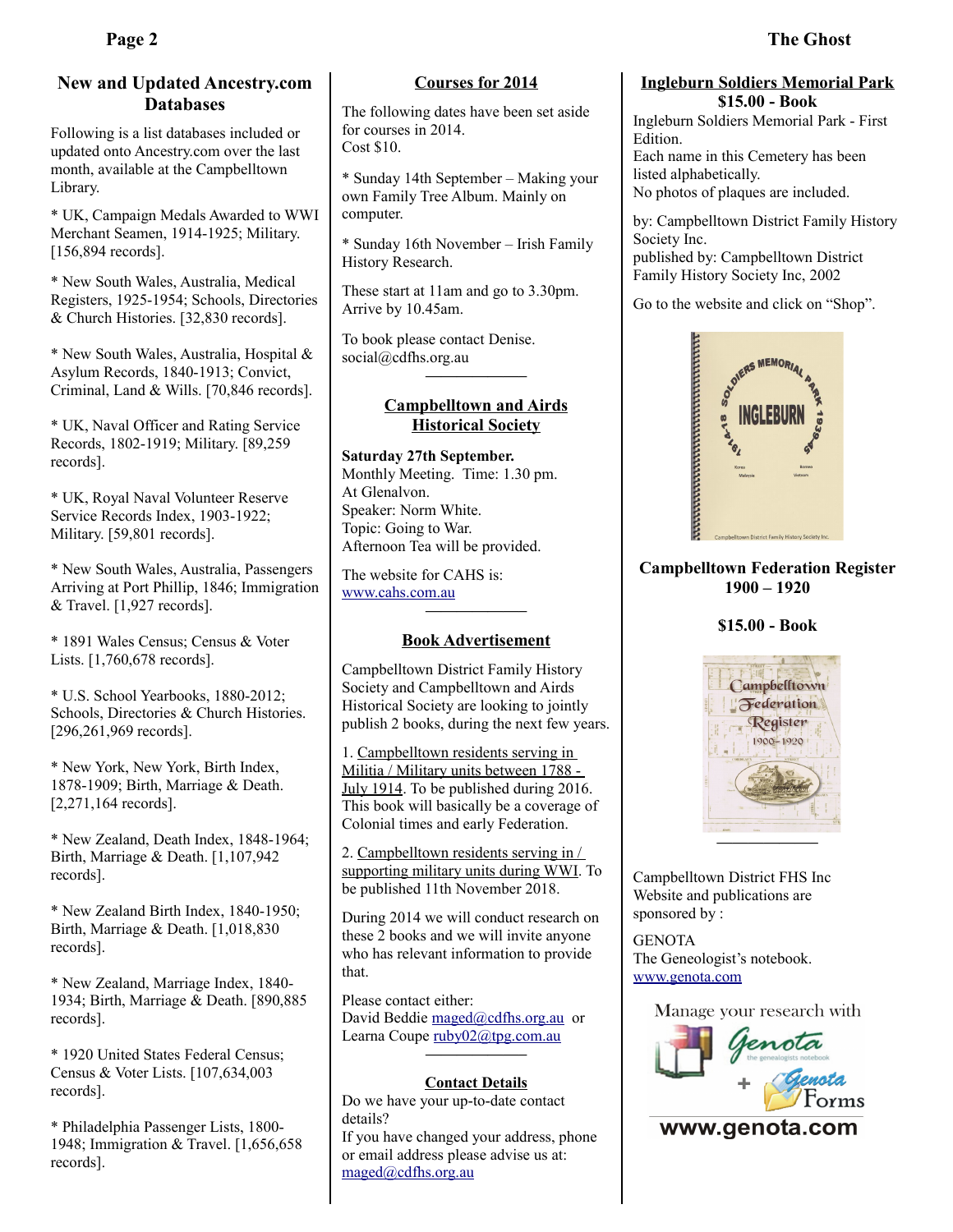## New and Updated Ancestry.com Databases

Following is a list databases included or updated onto Ancestry.com over the last month, available at the Campbelltown Library.

* UK, Campaign Medals Awarded to WWI Merchant Seamen, 1914-1925; Military. [156,894 records].

* New South Wales, Australia, Medical Registers, 1925-1954; Schools, Directories & Church Histories. [32,830 records].

* New South Wales, Australia, Hospital & Asylum Records, 1840-1913; Convict, Criminal, Land & Wills. [70,846 records].

* UK, Naval Officer and Rating Service Records, 1802-1919; Military. [89,259 records].

* UK, Royal Naval Volunteer Reserve Service Records Index, 1903-1922; Military. [59,801 records].

* New South Wales, Australia, Passengers Arriving at Port Phillip, 1846; Immigration & Travel. [1,927 records].

* 1891 Wales Census; Census & Voter Lists. [1,760,678 records].

* U.S. School Yearbooks, 1880-2012; Schools, Directories & Church Histories. [296,261,969 records].

* New York, New York, Birth Index, 1878-1909; Birth, Marriage & Death. [2,271,164 records].

* New Zealand, Death Index, 1848-1964; Birth, Marriage & Death. [1,107,942 records].

* New Zealand Birth Index, 1840-1950; Birth, Marriage & Death. [1,018,830 records].

* New Zealand, Marriage Index, 1840-1934; Birth, Marriage & Death. [890,885 records].

* 1920 United States Federal Census; Census & Voter Lists. [107,634,003 records].

* Philadelphia Passenger Lists, 1800-1948; Immigration & Travel. [1,656,658 records].

## Courses for 2014

The following dates have been set aside for courses in 2014.
Cost $10.

* Sunday 14th September – Making your own Family Tree Album. Mainly on computer.

* Sunday 16th November – Irish Family History Research.

These start at 11am and go to 3.30pm. Arrive by 10.45am.

To book please contact Denise.
social@cdfhs.org.au

## Campbelltown and Airds Historical Society

**Saturday 27th September.**
Monthly Meeting. Time: 1.30 pm.
At Glenalvon.
Speaker: Norm White.
Topic: Going to War.
Afternoon Tea will be provided.

The website for CAHS is:
www.cahs.com.au

## Book Advertisement

Campbelltown District Family History Society and Campbelltown and Airds Historical Society are looking to jointly publish 2 books, during the next few years.

1. Campbelltown residents serving in Militia / Military units between 1788 - July 1914. To be published during 2016. This book will basically be a coverage of Colonial times and early Federation.

2. Campbelltown residents serving in / supporting military units during WWI. To be published 11th November 2018.

During 2014 we will conduct research on these 2 books and we will invite anyone who has relevant information to provide that.

Please contact either:
David Beddie maged@cdfhs.org.au or
Learna Coupe ruby02@tpg.com.au

## Contact Details

Do we have your up-to-date contact details?
If you have changed your address, phone or email address please advise us at:
maged@cdfhs.org.au

## Ingleburn Soldiers Memorial Park

**$15.00 - Book**

Ingleburn Soldiers Memorial Park - First Edition.
Each name in this Cemetery has been listed alphabetically.
No photos of plaques are included.

by: Campbelltown District Family History Society Inc.
published by: Campbelltown District Family History Society Inc, 2002

Go to the website and click on "Shop".

## Campbelltown Federation Register 1900 – 1920

**$15.00 - Book**

Campbelltown District FHS Inc Website and publications are sponsored by :

GENOTA
The Geneologist's notebook.
www.genota.com

Manage your research with Genota the genealogists notebook + Genota Forms
www.genota.com